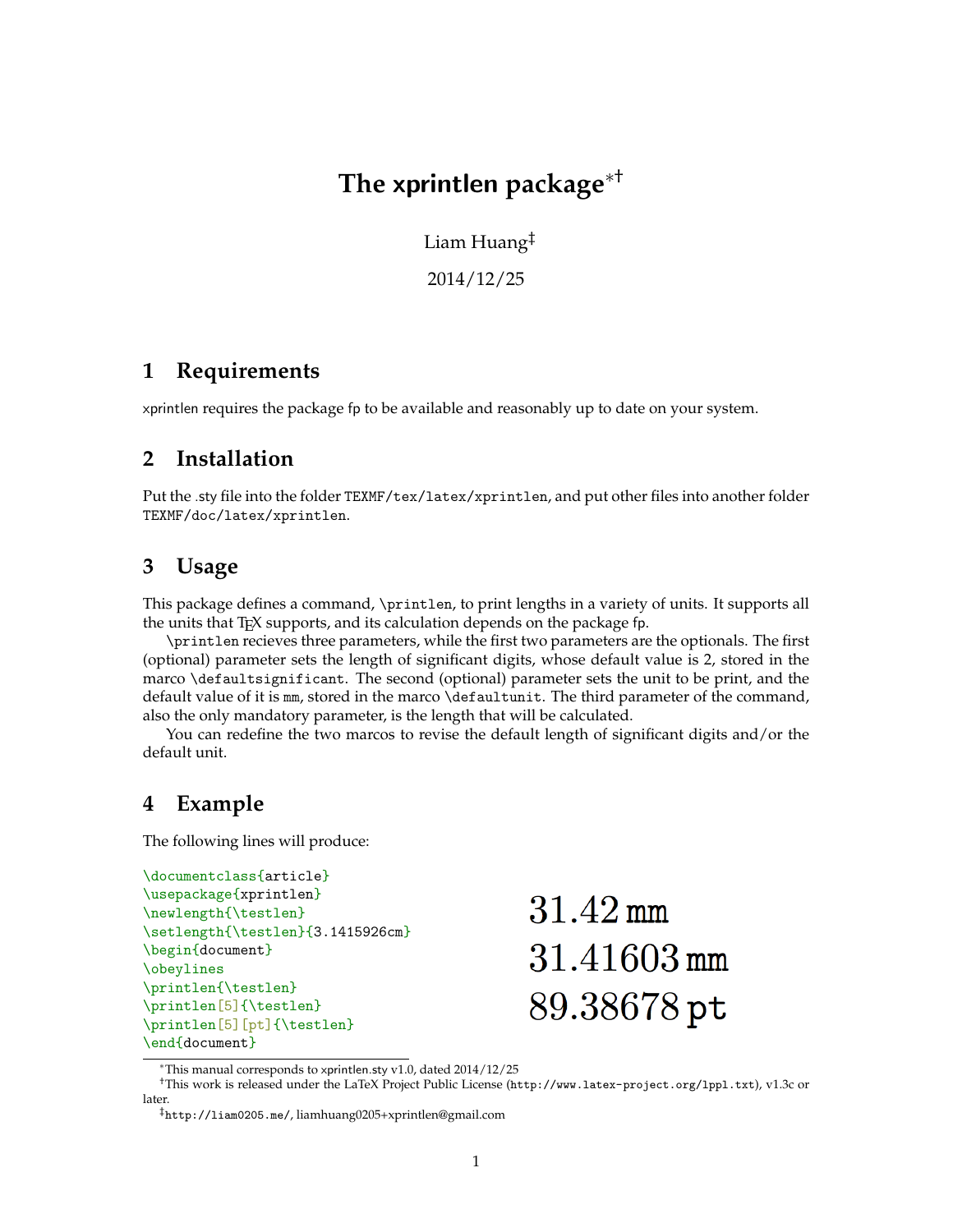# The xprintlen package[*][†]

Liam Huang[‡]

2014/12/25

## 1 Requirements

xprintlen requires the package fp to be available and reasonably up to date on your system.

## 2 Installation

Put the .sty file into the folder `TEXMF/tex/latex/xprintlen`, and put other files into another folder `TEXMF/doc/latex/xprintlen`.

## 3 Usage

This package defines a command, `\printlen`, to print lengths in a variety of units. It supports all the units that TEX supports, and its calculation depends on the package fp.

`\printlen` recieves three parameters, while the first two parameters are the optionals. The first (optional) parameter sets the length of significant digits, whose default value is 2, stored in the marco `\defaultsignificant`. The second (optional) parameter sets the unit to be print, and the default value of it is `mm`, stored in the marco `\defaultunit`. The third parameter of the command, also the only mandatory parameter, is the length that will be calculated.

You can redefine the two marcos to revise the default length of significant digits and/or the default unit.

## 4 Example

The following lines will produce:

```
\documentclass{article}
\usepackage{xprintlen}
\newlength{\testlen}
\setlength{\testlen}{3.1415926cm}
\begin{document}
\obeylines
\printlen{\testlen}
\printlen[5]{\testlen}
\printlen[5][pt]{\testlen}
\end{document}
```

31.42 mm
31.41603 mm
89.38678 pt

---

[*] This manual corresponds to xprintlen.sty v1.0, dated 2014/12/25

[†] This work is released under the LaTeX Project Public License (`http://www.latex-project.org/lppl.txt`), v1.3c or later.

[‡] `http://liam0205.me/`, liamhuang0205+xprintlen@gmail.com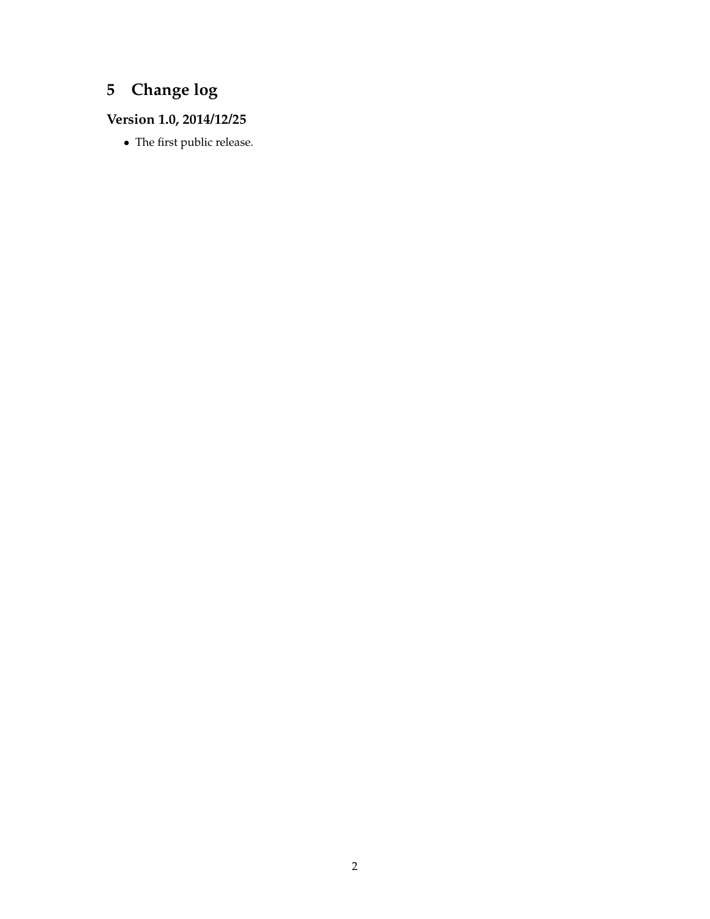# 5 Change log

### Version 1.0, 2014/12/25

- The first public release.